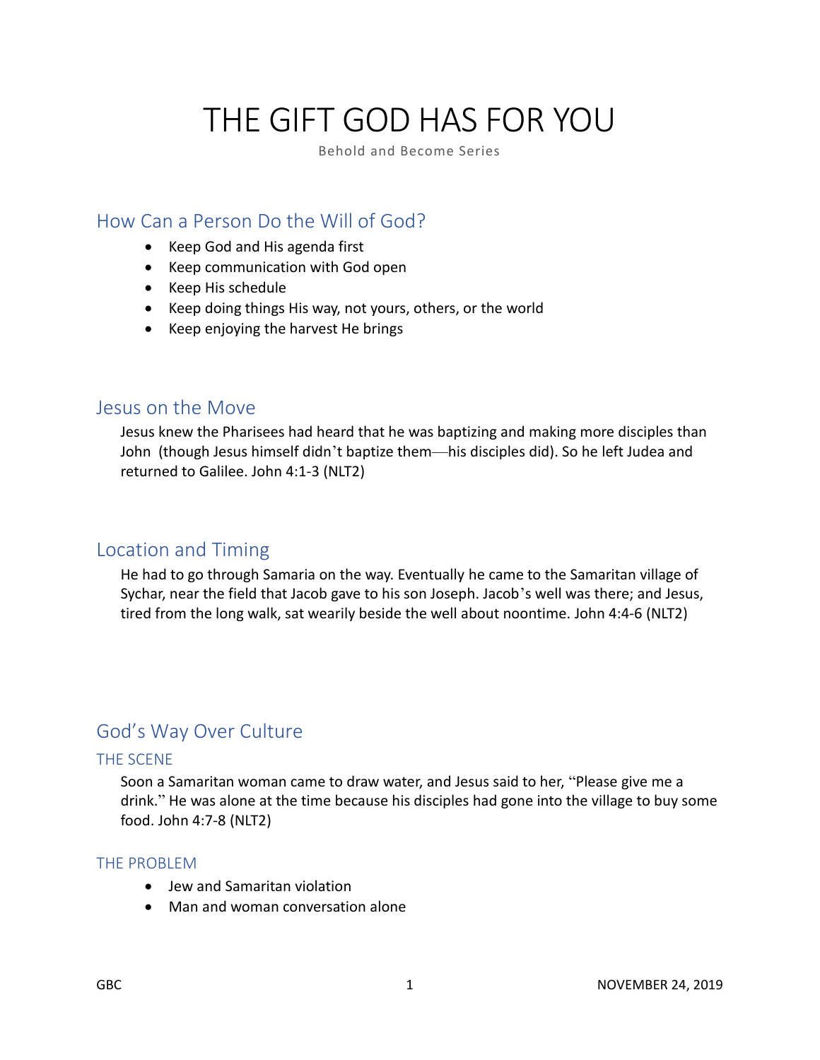# THE GIFT GOD HAS FOR YOU

Behold and Become Series

## How Can a Person Do the Will of God?

- Keep God and His agenda first
- Keep communication with God open
- Keep His schedule
- Keep doing things His way, not yours, others, or the world
- Keep enjoying the harvest He brings

## Jesus on the Move

Jesus knew the Pharisees had heard that he was baptizing and making more disciples than John (though Jesus himself didn't baptize them—his disciples did). So he left Judea and returned to Galilee. John 4:1-3 (NLT2)

## Location and Timing

He had to go through Samaria on the way. Eventually he came to the Samaritan village of Sychar, near the field that Jacob gave to his son Joseph. Jacob's well was there; and Jesus, tired from the long walk, sat wearily beside the well about noontime. John 4:4-6 (NLT2)

## God's Way Over Culture

### THE SCENE

Soon a Samaritan woman came to draw water, and Jesus said to her, "Please give me a drink." He was alone at the time because his disciples had gone into the village to buy some food. John 4:7-8 (NLT2)

### THE PROBLEM

- Jew and Samaritan violation
- Man and woman conversation alone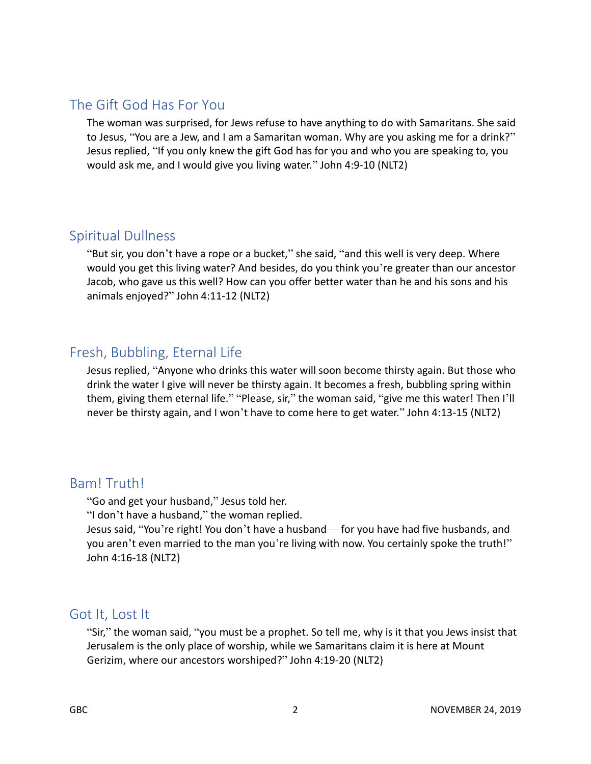## The Gift God Has For You

The woman was surprised, for Jews refuse to have anything to do with Samaritans. She said to Jesus, "You are a Jew, and I am a Samaritan woman. Why are you asking me for a drink?" Jesus replied, "If you only knew the gift God has for you and who you are speaking to, you would ask me, and I would give you living water." John 4:9-10 (NLT2)

## Spiritual Dullness

"But sir, you don't have a rope or a bucket," she said, "and this well is very deep. Where would you get this living water? And besides, do you think you're greater than our ancestor Jacob, who gave us this well? How can you offer better water than he and his sons and his animals enjoyed?" John 4:11-12 (NLT2)

## Fresh, Bubbling, Eternal Life

Jesus replied, "Anyone who drinks this water will soon become thirsty again. But those who drink the water I give will never be thirsty again. It becomes a fresh, bubbling spring within them, giving them eternal life." "Please, sir," the woman said, "give me this water! Then I'll never be thirsty again, and I won't have to come here to get water." John 4:13-15 (NLT2)

## Bam! Truth!

"Go and get your husband," Jesus told her.
"I don't have a husband," the woman replied.
Jesus said, "You're right! You don't have a husband— for you have had five husbands, and you aren't even married to the man you're living with now. You certainly spoke the truth!" John 4:16-18 (NLT2)

## Got It, Lost It

"Sir," the woman said, "you must be a prophet. So tell me, why is it that you Jews insist that Jerusalem is the only place of worship, while we Samaritans claim it is here at Mount Gerizim, where our ancestors worshiped?" John 4:19-20 (NLT2)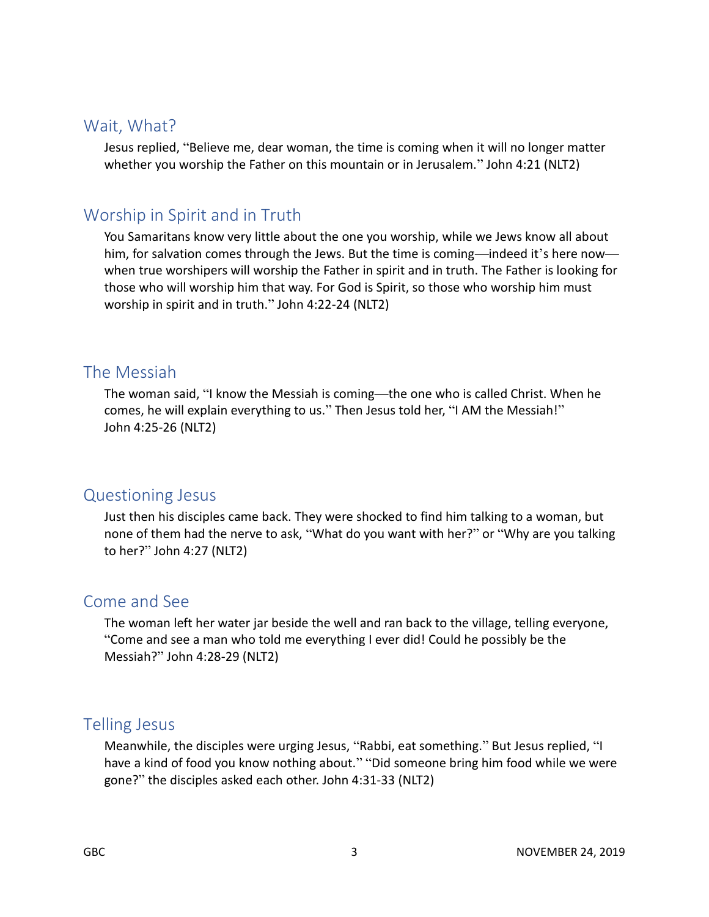## Wait, What?

Jesus replied, "Believe me, dear woman, the time is coming when it will no longer matter whether you worship the Father on this mountain or in Jerusalem." John 4:21 (NLT2)

## Worship in Spirit and in Truth

You Samaritans know very little about the one you worship, while we Jews know all about him, for salvation comes through the Jews. But the time is coming—indeed it's here now—when true worshipers will worship the Father in spirit and in truth. The Father is looking for those who will worship him that way. For God is Spirit, so those who worship him must worship in spirit and in truth." John 4:22-24 (NLT2)

## The Messiah

The woman said, "I know the Messiah is coming—the one who is called Christ. When he comes, he will explain everything to us." Then Jesus told her, "I AM the Messiah!" John 4:25-26 (NLT2)

## Questioning Jesus

Just then his disciples came back. They were shocked to find him talking to a woman, but none of them had the nerve to ask, "What do you want with her?" or "Why are you talking to her?" John 4:27 (NLT2)

## Come and See

The woman left her water jar beside the well and ran back to the village, telling everyone, "Come and see a man who told me everything I ever did! Could he possibly be the Messiah?" John 4:28-29 (NLT2)

## Telling Jesus

Meanwhile, the disciples were urging Jesus, "Rabbi, eat something." But Jesus replied, "I have a kind of food you know nothing about." "Did someone bring him food while we were gone?" the disciples asked each other. John 4:31-33 (NLT2)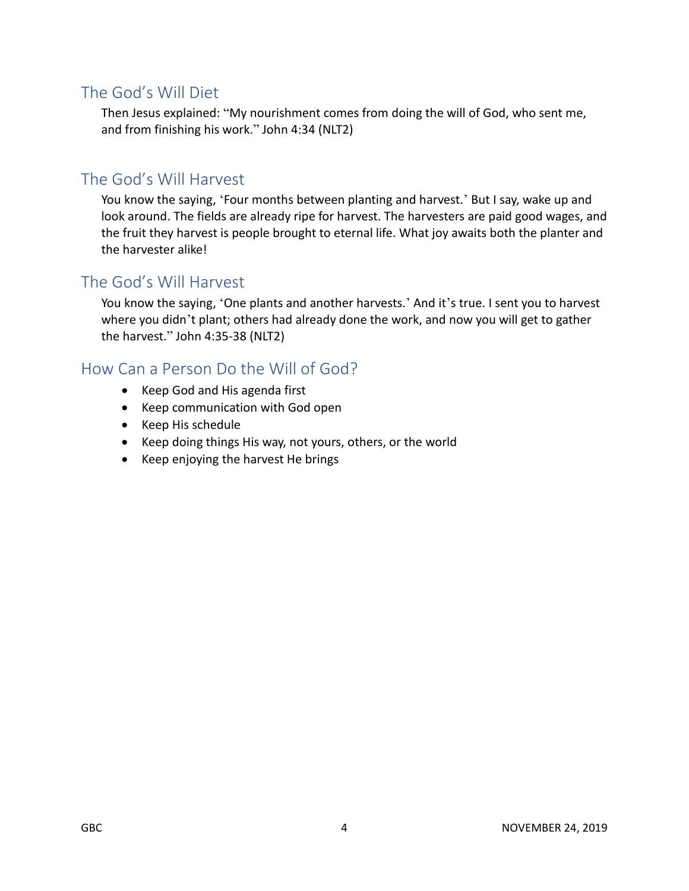## The God's Will Diet

Then Jesus explained: "My nourishment comes from doing the will of God, who sent me, and from finishing his work." John 4:34 (NLT2)

## The God's Will Harvest

You know the saying, 'Four months between planting and harvest.' But I say, wake up and look around. The fields are already ripe for harvest. The harvesters are paid good wages, and the fruit they harvest is people brought to eternal life. What joy awaits both the planter and the harvester alike!

## The God's Will Harvest

You know the saying, 'One plants and another harvests.' And it's true. I sent you to harvest where you didn't plant; others had already done the work, and now you will get to gather the harvest." John 4:35-38 (NLT2)

## How Can a Person Do the Will of God?

- Keep God and His agenda first
- Keep communication with God open
- Keep His schedule
- Keep doing things His way, not yours, others, or the world
- Keep enjoying the harvest He brings